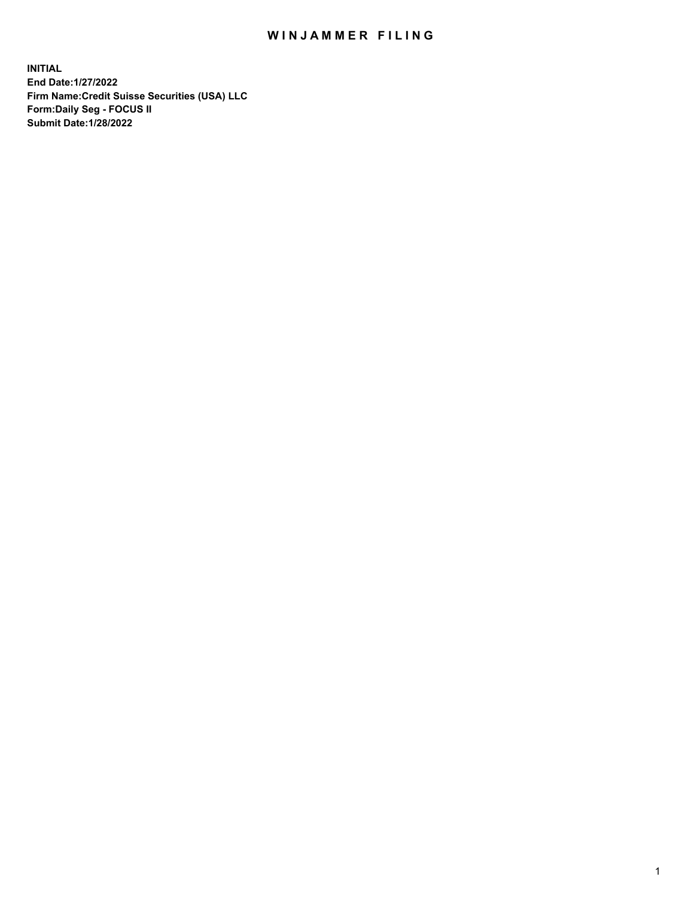# WINJAMMER FILING

**INITIAL**
**End Date:1/27/2022**
**Firm Name:Credit Suisse Securities (USA) LLC**
**Form:Daily Seg - FOCUS II**
**Submit Date:1/28/2022**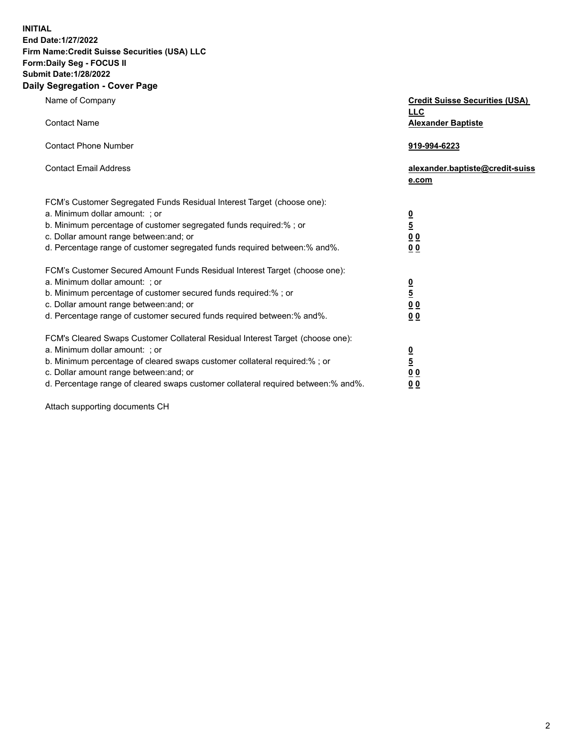**INITIAL**
**End Date:1/27/2022**
**Firm Name:Credit Suisse Securities (USA) LLC**
**Form:Daily Seg - FOCUS II**
**Submit Date:1/28/2022**

## Daily Segregation - Cover Page

| | |
|---|---|
| Name of Company | **Credit Suisse Securities (USA) LLC** |
| Contact Name | **Alexander Baptiste** |
| Contact Phone Number | **919-994-6223** |
| Contact Email Address | **alexander.baptiste@credit-suisse.com** |

| | |
|---|---|
| FCM's Customer Segregated Funds Residual Interest Target (choose one): | |
| a. Minimum dollar amount: ; or | **0** |
| b. Minimum percentage of customer segregated funds required:% ; or | **5** |
| c. Dollar amount range between:and; or | **0 0** |
| d. Percentage range of customer segregated funds required between:% and%. | **0 0** |
| FCM's Customer Secured Amount Funds Residual Interest Target (choose one): | |
| a. Minimum dollar amount: ; or | **0** |
| b. Minimum percentage of customer secured funds required:% ; or | **5** |
| c. Dollar amount range between:and; or | **0 0** |
| d. Percentage range of customer secured funds required between:% and%. | **0 0** |
| FCM's Cleared Swaps Customer Collateral Residual Interest Target (choose one): | |
| a. Minimum dollar amount: ; or | **0** |
| b. Minimum percentage of cleared swaps customer collateral required:% ; or | **5** |
| c. Dollar amount range between:and; or | **0 0** |
| d. Percentage range of cleared swaps customer collateral required between:% and%. | **0 0** |

Attach supporting documents CH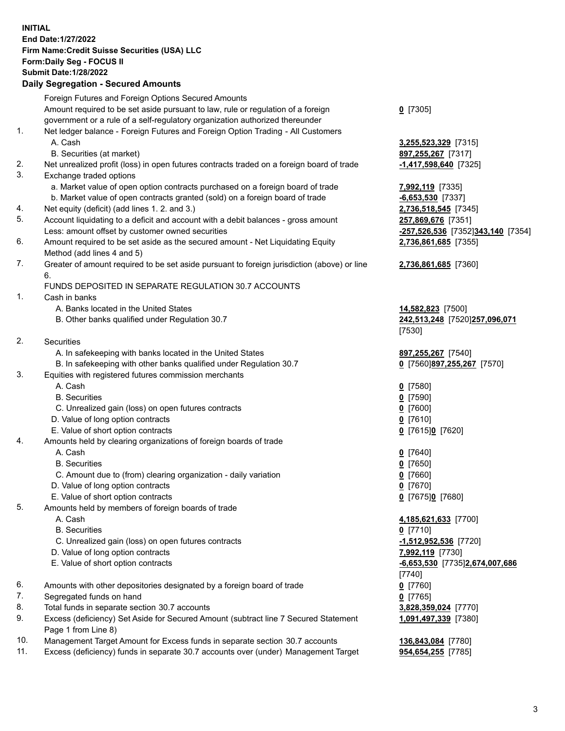**INITIAL**
**End Date:1/27/2022**
**Firm Name:Credit Suisse Securities (USA) LLC**
**Form:Daily Seg - FOCUS II**
**Submit Date:1/28/2022**

## Daily Segregation - Secured Amounts

| | | |
|---|---|---|
| | Foreign Futures and Foreign Options Secured Amounts | |
| | Amount required to be set aside pursuant to law, rule or regulation of a foreign government or a rule of a self-regulatory organization authorized thereunder | **0** [7305] |
| 1. | Net ledger balance - Foreign Futures and Foreign Option Trading - All Customers | |
| | A. Cash | **3,255,523,329** [7315] |
| | B. Securities (at market) | **897,255,267** [7317] |
| 2. | Net unrealized profit (loss) in open futures contracts traded on a foreign board of trade | **-1,417,598,640** [7325] |
| 3. | Exchange traded options | |
| | a. Market value of open option contracts purchased on a foreign board of trade | **7,992,119** [7335] |
| | b. Market value of open contracts granted (sold) on a foreign board of trade | **-6,653,530** [7337] |
| 4. | Net equity (deficit) (add lines 1. 2. and 3.) | **2,736,518,545** [7345] |
| 5. | Account liquidating to a deficit and account with a debit balances - gross amount | **257,869,676** [7351] |
| | Less: amount offset by customer owned securities | **-257,526,536** [7352]**343,140** [7354] |
| 6. | Amount required to be set aside as the secured amount - Net Liquidating Equity Method (add lines 4 and 5) | **2,736,861,685** [7355] |
| 7. | Greater of amount required to be set aside pursuant to foreign jurisdiction (above) or line 6. | **2,736,861,685** [7360] |
| | FUNDS DEPOSITED IN SEPARATE REGULATION 30.7 ACCOUNTS | |
| 1. | Cash in banks | |
| | A. Banks located in the United States | **14,582,823** [7500] |
| | B. Other banks qualified under Regulation 30.7 | **242,513,248** [7520]**257,096,071** [7530] |
| 2. | Securities | |
| | A. In safekeeping with banks located in the United States | **897,255,267** [7540] |
| | B. In safekeeping with other banks qualified under Regulation 30.7 | **0** [7560]**897,255,267** [7570] |
| 3. | Equities with registered futures commission merchants | |
| | A. Cash | **0** [7580] |
| | B. Securities | **0** [7590] |
| | C. Unrealized gain (loss) on open futures contracts | **0** [7600] |
| | D. Value of long option contracts | **0** [7610] |
| | E. Value of short option contracts | **0** [7615]**0** [7620] |
| 4. | Amounts held by clearing organizations of foreign boards of trade | |
| | A. Cash | **0** [7640] |
| | B. Securities | **0** [7650] |
| | C. Amount due to (from) clearing organization - daily variation | **0** [7660] |
| | D. Value of long option contracts | **0** [7670] |
| | E. Value of short option contracts | **0** [7675]**0** [7680] |
| 5. | Amounts held by members of foreign boards of trade | |
| | A. Cash | **4,185,621,633** [7700] |
| | B. Securities | **0** [7710] |
| | C. Unrealized gain (loss) on open futures contracts | **-1,512,952,536** [7720] |
| | D. Value of long option contracts | **7,992,119** [7730] |
| | E. Value of short option contracts | **-6,653,530** [7735]**2,674,007,686** [7740] |
| 6. | Amounts with other depositories designated by a foreign board of trade | **0** [7760] |
| 7. | Segregated funds on hand | **0** [7765] |
| 8. | Total funds in separate section 30.7 accounts | **3,828,359,024** [7770] |
| 9. | Excess (deficiency) Set Aside for Secured Amount (subtract line 7 Secured Statement Page 1 from Line 8) | **1,091,497,339** [7380] |
| 10. | Management Target Amount for Excess funds in separate section 30.7 accounts | **136,843,084** [7780] |
| 11. | Excess (deficiency) funds in separate 30.7 accounts over (under) Management Target | **954,654,255** [7785] |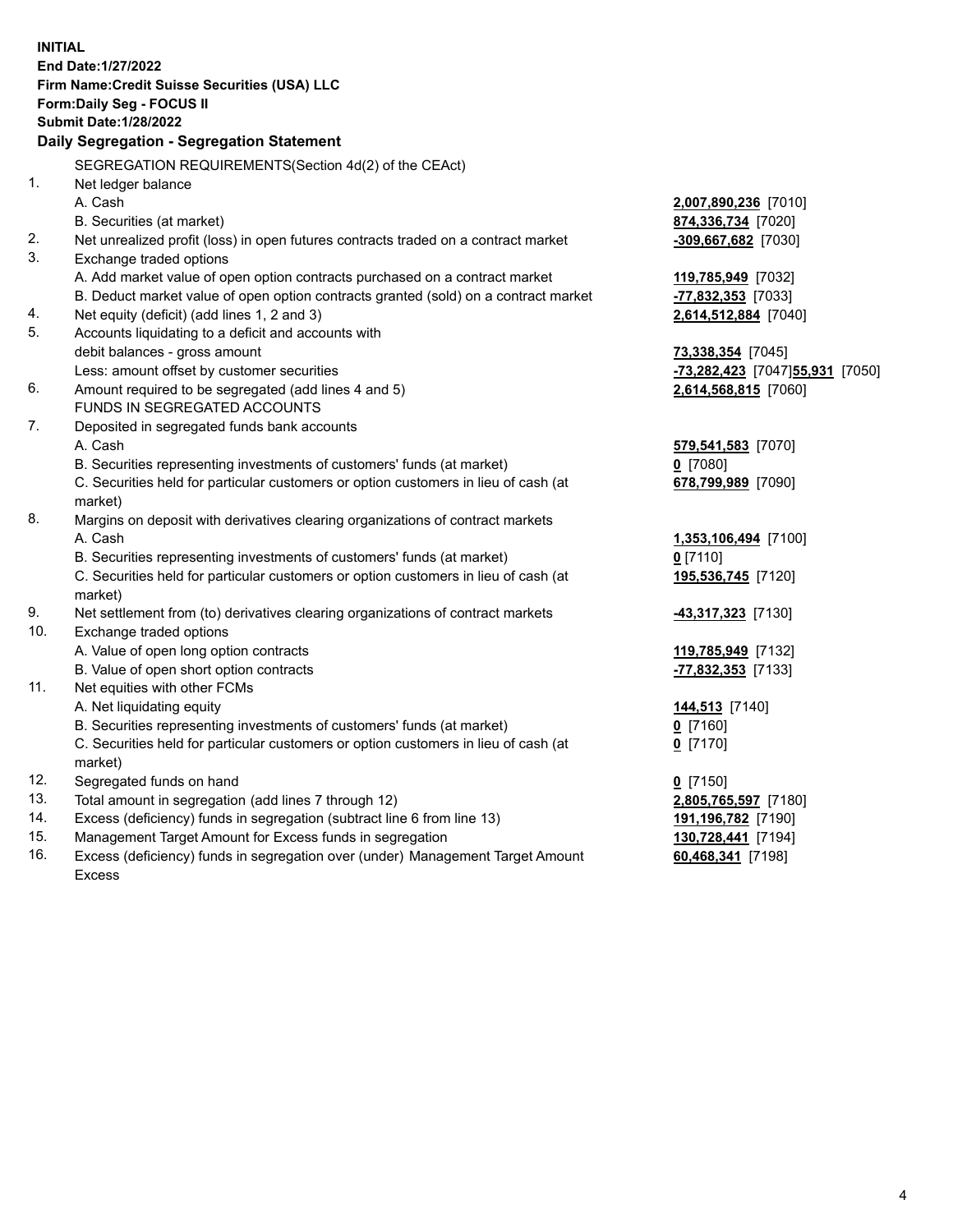**INITIAL**
**End Date:1/27/2022**
**Firm Name:Credit Suisse Securities (USA) LLC**
**Form:Daily Seg - FOCUS II**
**Submit Date:1/28/2022**

## Daily Segregation - Segregation Statement

| | | |
|---|---|---|
| | SEGREGATION REQUIREMENTS(Section 4d(2) of the CEAct) | |
| 1. | Net ledger balance | |
| | A. Cash | **2,007,890,236** [7010] |
| | B. Securities (at market) | **874,336,734** [7020] |
| 2. | Net unrealized profit (loss) in open futures contracts traded on a contract market | **-309,667,682** [7030] |
| 3. | Exchange traded options | |
| | A. Add market value of open option contracts purchased on a contract market | **119,785,949** [7032] |
| | B. Deduct market value of open option contracts granted (sold) on a contract market | **-77,832,353** [7033] |
| 4. | Net equity (deficit) (add lines 1, 2 and 3) | **2,614,512,884** [7040] |
| 5. | Accounts liquidating to a deficit and accounts with debit balances - gross amount | **73,338,354** [7045] |
| | Less: amount offset by customer securities | **-73,282,423** [7047] **55,931** [7050] |
| 6. | Amount required to be segregated (add lines 4 and 5) | **2,614,568,815** [7060] |
| | FUNDS IN SEGREGATED ACCOUNTS | |
| 7. | Deposited in segregated funds bank accounts | |
| | A. Cash | **579,541,583** [7070] |
| | B. Securities representing investments of customers' funds (at market) | **0** [7080] |
| | C. Securities held for particular customers or option customers in lieu of cash (at market) | **678,799,989** [7090] |
| 8. | Margins on deposit with derivatives clearing organizations of contract markets | |
| | A. Cash | **1,353,106,494** [7100] |
| | B. Securities representing investments of customers' funds (at market) | **0** [7110] |
| | C. Securities held for particular customers or option customers in lieu of cash (at market) | **195,536,745** [7120] |
| 9. | Net settlement from (to) derivatives clearing organizations of contract markets | **-43,317,323** [7130] |
| 10. | Exchange traded options | |
| | A. Value of open long option contracts | **119,785,949** [7132] |
| | B. Value of open short option contracts | **-77,832,353** [7133] |
| 11. | Net equities with other FCMs | |
| | A. Net liquidating equity | **144,513** [7140] |
| | B. Securities representing investments of customers' funds (at market) | **0** [7160] |
| | C. Securities held for particular customers or option customers in lieu of cash (at market) | **0** [7170] |
| 12. | Segregated funds on hand | **0** [7150] |
| 13. | Total amount in segregation (add lines 7 through 12) | **2,805,765,597** [7180] |
| 14. | Excess (deficiency) funds in segregation (subtract line 6 from line 13) | **191,196,782** [7190] |
| 15. | Management Target Amount for Excess funds in segregation | **130,728,441** [7194] |
| 16. | Excess (deficiency) funds in segregation over (under) Management Target Amount Excess | **60,468,341** [7198] |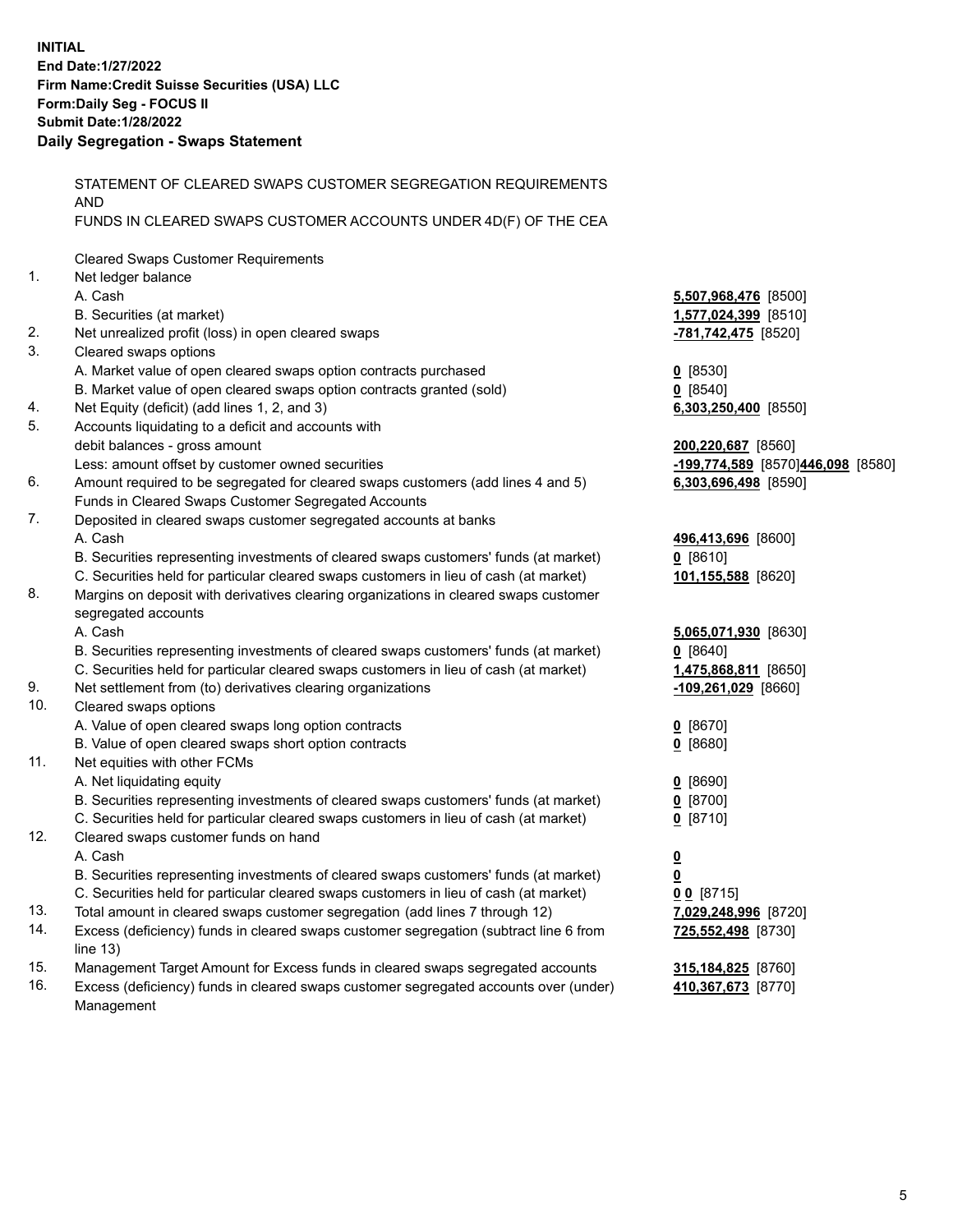**INITIAL**
**End Date:1/27/2022**
**Firm Name:Credit Suisse Securities (USA) LLC**
**Form:Daily Seg - FOCUS II**
**Submit Date:1/28/2022**
**Daily Segregation - Swaps Statement**

STATEMENT OF CLEARED SWAPS CUSTOMER SEGREGATION REQUIREMENTS AND FUNDS IN CLEARED SWAPS CUSTOMER ACCOUNTS UNDER 4D(F) OF THE CEA

| | | |
|---|---|---|
| | Cleared Swaps Customer Requirements | |
| 1. | Net ledger balance | |
| | A. Cash | **5,507,968,476** [8500] |
| | B. Securities (at market) | **1,577,024,399** [8510] |
| 2. | Net unrealized profit (loss) in open cleared swaps | **-781,742,475** [8520] |
| 3. | Cleared swaps options | |
| | A. Market value of open cleared swaps option contracts purchased | **0** [8530] |
| | B. Market value of open cleared swaps option contracts granted (sold) | **0** [8540] |
| 4. | Net Equity (deficit) (add lines 1, 2, and 3) | **6,303,250,400** [8550] |
| 5. | Accounts liquidating to a deficit and accounts with debit balances - gross amount | **200,220,687** [8560] |
| | Less: amount offset by customer owned securities | **-199,774,589** [8570] **446,098** [8580] |
| 6. | Amount required to be segregated for cleared swaps customers (add lines 4 and 5) | **6,303,696,498** [8590] |
| | Funds in Cleared Swaps Customer Segregated Accounts | |
| 7. | Deposited in cleared swaps customer segregated accounts at banks | |
| | A. Cash | **496,413,696** [8600] |
| | B. Securities representing investments of cleared swaps customers' funds (at market) | **0** [8610] |
| | C. Securities held for particular cleared swaps customers in lieu of cash (at market) | **101,155,588** [8620] |
| 8. | Margins on deposit with derivatives clearing organizations in cleared swaps customer segregated accounts | |
| | A. Cash | **5,065,071,930** [8630] |
| | B. Securities representing investments of cleared swaps customers' funds (at market) | **0** [8640] |
| | C. Securities held for particular cleared swaps customers in lieu of cash (at market) | **1,475,868,811** [8650] |
| 9. | Net settlement from (to) derivatives clearing organizations | **-109,261,029** [8660] |
| 10. | Cleared swaps options | |
| | A. Value of open cleared swaps long option contracts | **0** [8670] |
| | B. Value of open cleared swaps short option contracts | **0** [8680] |
| 11. | Net equities with other FCMs | |
| | A. Net liquidating equity | **0** [8690] |
| | B. Securities representing investments of cleared swaps customers' funds (at market) | **0** [8700] |
| | C. Securities held for particular cleared swaps customers in lieu of cash (at market) | **0** [8710] |
| 12. | Cleared swaps customer funds on hand | |
| | A. Cash | **0** |
| | B. Securities representing investments of cleared swaps customers' funds (at market) | **0** |
| | C. Securities held for particular cleared swaps customers in lieu of cash (at market) | **0** **0** [8715] |
| 13. | Total amount in cleared swaps customer segregation (add lines 7 through 12) | **7,029,248,996** [8720] |
| 14. | Excess (deficiency) funds in cleared swaps customer segregation (subtract line 6 from line 13) | **725,552,498** [8730] |
| 15. | Management Target Amount for Excess funds in cleared swaps segregated accounts | **315,184,825** [8760] |
| 16. | Excess (deficiency) funds in cleared swaps customer segregated accounts over (under) Management | **410,367,673** [8770] |